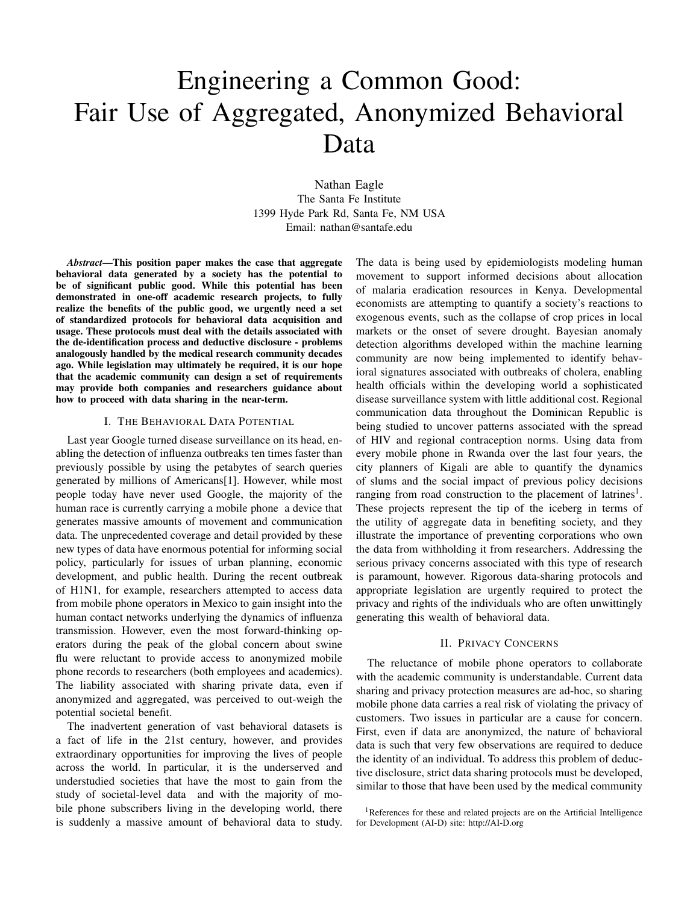# Engineering a Common Good: Fair Use of Aggregated, Anonymized Behavioral Data

Nathan Eagle
The Santa Fe Institute
1399 Hyde Park Rd, Santa Fe, NM USA
Email: nathan@santafe.edu

***Abstract*—This position paper makes the case that aggregate behavioral data generated by a society has the potential to be of significant public good. While this potential has been demonstrated in one-off academic research projects, to fully realize the benefits of the public good, we urgently need a set of standardized protocols for behavioral data acquisition and usage. These protocols must deal with the details associated with the de-identification process and deductive disclosure - problems analogously handled by the medical research community decades ago. While legislation may ultimately be required, it is our hope that the academic community can design a set of requirements may provide both companies and researchers guidance about how to proceed with data sharing in the near-term.**

## I. The Behavioral Data Potential

Last year Google turned disease surveillance on its head, enabling the detection of influenza outbreaks ten times faster than previously possible by using the petabytes of search queries generated by millions of Americans[1]. However, while most people today have never used Google, the majority of the human race is currently carrying a mobile phone a device that generates massive amounts of movement and communication data. The unprecedented coverage and detail provided by these new types of data have enormous potential for informing social policy, particularly for issues of urban planning, economic development, and public health. During the recent outbreak of H1N1, for example, researchers attempted to access data from mobile phone operators in Mexico to gain insight into the human contact networks underlying the dynamics of influenza transmission. However, even the most forward-thinking operators during the peak of the global concern about swine flu were reluctant to provide access to anonymized mobile phone records to researchers (both employees and academics). The liability associated with sharing private data, even if anonymized and aggregated, was perceived to out-weigh the potential societal benefit.

The inadvertent generation of vast behavioral datasets is a fact of life in the 21st century, however, and provides extraordinary opportunities for improving the lives of people across the world. In particular, it is the underserved and understudied societies that have the most to gain from the study of societal-level data and with the majority of mobile phone subscribers living in the developing world, there is suddenly a massive amount of behavioral data to study. The data is being used by epidemiologists modeling human movement to support informed decisions about allocation of malaria eradication resources in Kenya. Developmental economists are attempting to quantify a society's reactions to exogenous events, such as the collapse of crop prices in local markets or the onset of severe drought. Bayesian anomaly detection algorithms developed within the machine learning community are now being implemented to identify behavioral signatures associated with outbreaks of cholera, enabling health officials within the developing world a sophisticated disease surveillance system with little additional cost. Regional communication data throughout the Dominican Republic is being studied to uncover patterns associated with the spread of HIV and regional contraception norms. Using data from every mobile phone in Rwanda over the last four years, the city planners of Kigali are able to quantify the dynamics of slums and the social impact of previous policy decisions ranging from road construction to the placement of latrines[1]. These projects represent the tip of the iceberg in terms of the utility of aggregate data in benefiting society, and they illustrate the importance of preventing corporations who own the data from withholding it from researchers. Addressing the serious privacy concerns associated with this type of research is paramount, however. Rigorous data-sharing protocols and appropriate legislation are urgently required to protect the privacy and rights of the individuals who are often unwittingly generating this wealth of behavioral data.

## II. Privacy Concerns

The reluctance of mobile phone operators to collaborate with the academic community is understandable. Current data sharing and privacy protection measures are ad-hoc, so sharing mobile phone data carries a real risk of violating the privacy of customers. Two issues in particular are a cause for concern. First, even if data are anonymized, the nature of behavioral data is such that very few observations are required to deduce the identity of an individual. To address this problem of deductive disclosure, strict data sharing protocols must be developed, similar to those that have been used by the medical community

[1] References for these and related projects are on the Artificial Intelligence for Development (AI-D) site: http://AI-D.org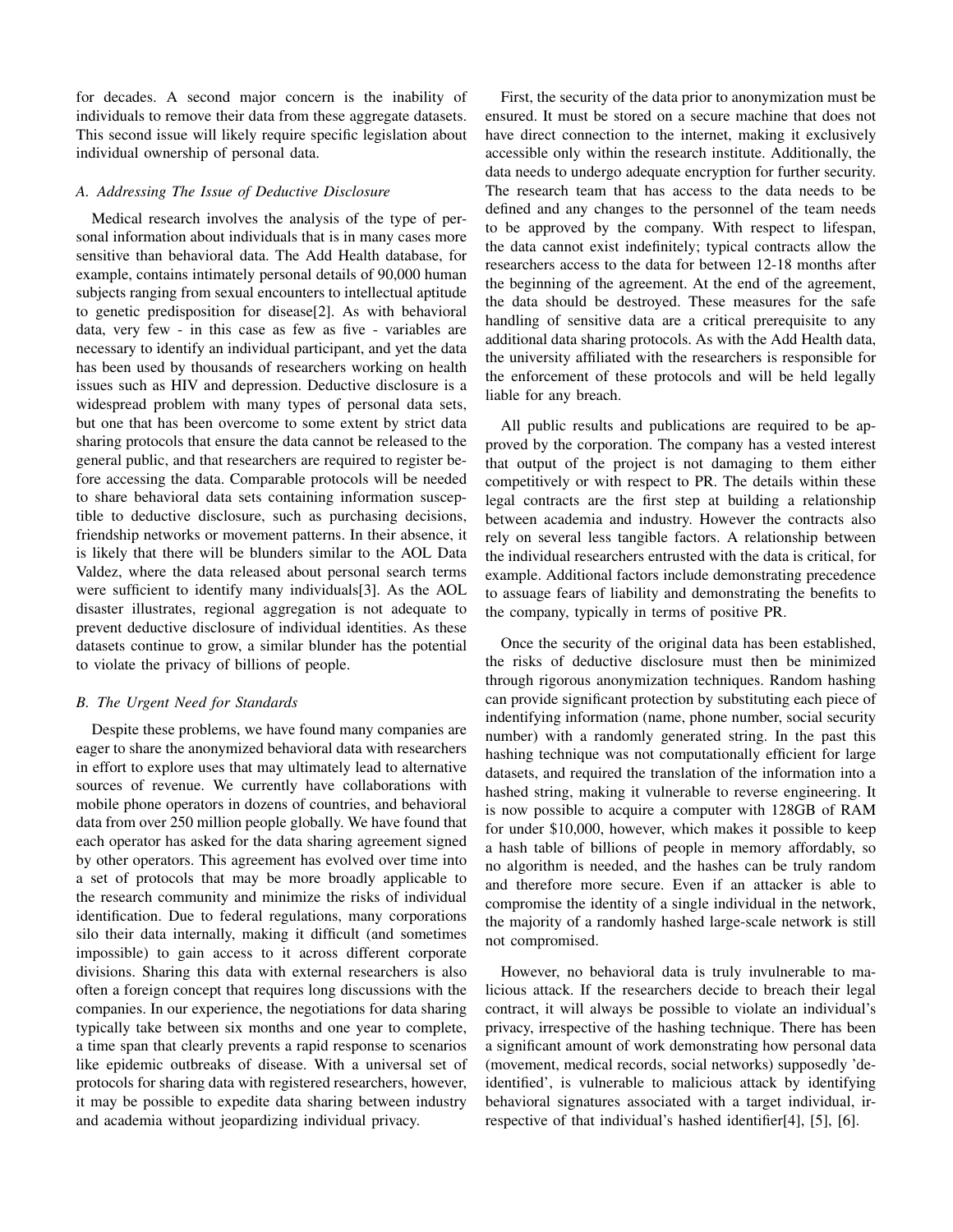for decades. A second major concern is the inability of individuals to remove their data from these aggregate datasets. This second issue will likely require specific legislation about individual ownership of personal data.

### *A. Addressing The Issue of Deductive Disclosure*

Medical research involves the analysis of the type of personal information about individuals that is in many cases more sensitive than behavioral data. The Add Health database, for example, contains intimately personal details of 90,000 human subjects ranging from sexual encounters to intellectual aptitude to genetic predisposition for disease[2]. As with behavioral data, very few - in this case as few as five - variables are necessary to identify an individual participant, and yet the data has been used by thousands of researchers working on health issues such as HIV and depression. Deductive disclosure is a widespread problem with many types of personal data sets, but one that has been overcome to some extent by strict data sharing protocols that ensure the data cannot be released to the general public, and that researchers are required to register before accessing the data. Comparable protocols will be needed to share behavioral data sets containing information susceptible to deductive disclosure, such as purchasing decisions, friendship networks or movement patterns. In their absence, it is likely that there will be blunders similar to the AOL Data Valdez, where the data released about personal search terms were sufficient to identify many individuals[3]. As the AOL disaster illustrates, regional aggregation is not adequate to prevent deductive disclosure of individual identities. As these datasets continue to grow, a similar blunder has the potential to violate the privacy of billions of people.

### *B. The Urgent Need for Standards*

Despite these problems, we have found many companies are eager to share the anonymized behavioral data with researchers in effort to explore uses that may ultimately lead to alternative sources of revenue. We currently have collaborations with mobile phone operators in dozens of countries, and behavioral data from over 250 million people globally. We have found that each operator has asked for the data sharing agreement signed by other operators. This agreement has evolved over time into a set of protocols that may be more broadly applicable to the research community and minimize the risks of individual identification. Due to federal regulations, many corporations silo their data internally, making it difficult (and sometimes impossible) to gain access to it across different corporate divisions. Sharing this data with external researchers is also often a foreign concept that requires long discussions with the companies. In our experience, the negotiations for data sharing typically take between six months and one year to complete, a time span that clearly prevents a rapid response to scenarios like epidemic outbreaks of disease. With a universal set of protocols for sharing data with registered researchers, however, it may be possible to expedite data sharing between industry and academia without jeopardizing individual privacy.

First, the security of the data prior to anonymization must be ensured. It must be stored on a secure machine that does not have direct connection to the internet, making it exclusively accessible only within the research institute. Additionally, the data needs to undergo adequate encryption for further security. The research team that has access to the data needs to be defined and any changes to the personnel of the team needs to be approved by the company. With respect to lifespan, the data cannot exist indefinitely; typical contracts allow the researchers access to the data for between 12-18 months after the beginning of the agreement. At the end of the agreement, the data should be destroyed. These measures for the safe handling of sensitive data are a critical prerequisite to any additional data sharing protocols. As with the Add Health data, the university affiliated with the researchers is responsible for the enforcement of these protocols and will be held legally liable for any breach.

All public results and publications are required to be approved by the corporation. The company has a vested interest that output of the project is not damaging to them either competitively or with respect to PR. The details within these legal contracts are the first step at building a relationship between academia and industry. However the contracts also rely on several less tangible factors. A relationship between the individual researchers entrusted with the data is critical, for example. Additional factors include demonstrating precedence to assuage fears of liability and demonstrating the benefits to the company, typically in terms of positive PR.

Once the security of the original data has been established, the risks of deductive disclosure must then be minimized through rigorous anonymization techniques. Random hashing can provide significant protection by substituting each piece of indentifying information (name, phone number, social security number) with a randomly generated string. In the past this hashing technique was not computationally efficient for large datasets, and required the translation of the information into a hashed string, making it vulnerable to reverse engineering. It is now possible to acquire a computer with 128GB of RAM for under $10,000, however, which makes it possible to keep a hash table of billions of people in memory affordably, so no algorithm is needed, and the hashes can be truly random and therefore more secure. Even if an attacker is able to compromise the identity of a single individual in the network, the majority of a randomly hashed large-scale network is still not compromised.

However, no behavioral data is truly invulnerable to malicious attack. If the researchers decide to breach their legal contract, it will always be possible to violate an individual's privacy, irrespective of the hashing technique. There has been a significant amount of work demonstrating how personal data (movement, medical records, social networks) supposedly 'de-identified', is vulnerable to malicious attack by identifying behavioral signatures associated with a target individual, irrespective of that individual's hashed identifier[4], [5], [6].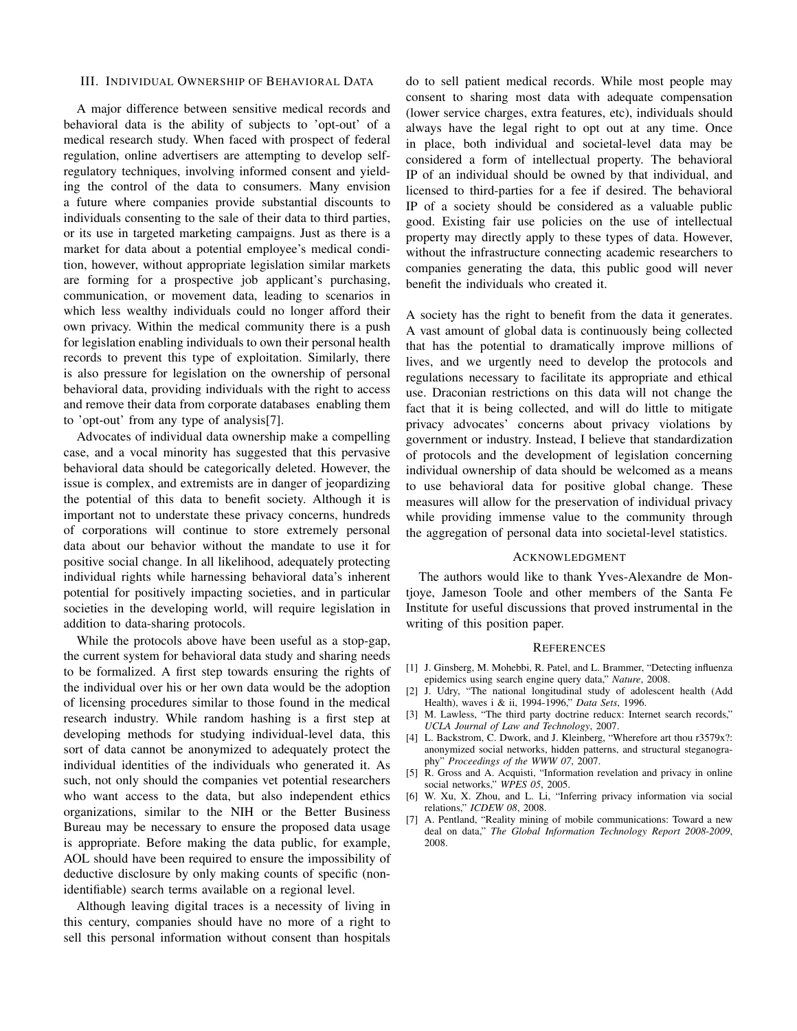## III. Individual Ownership of Behavioral Data

A major difference between sensitive medical records and behavioral data is the ability of subjects to 'opt-out' of a medical research study. When faced with prospect of federal regulation, online advertisers are attempting to develop self-regulatory techniques, involving informed consent and yielding the control of the data to consumers. Many envision a future where companies provide substantial discounts to individuals consenting to the sale of their data to third parties, or its use in targeted marketing campaigns. Just as there is a market for data about a potential employee's medical condition, however, without appropriate legislation similar markets are forming for a prospective job applicant's purchasing, communication, or movement data, leading to scenarios in which less wealthy individuals could no longer afford their own privacy. Within the medical community there is a push for legislation enabling individuals to own their personal health records to prevent this type of exploitation. Similarly, there is also pressure for legislation on the ownership of personal behavioral data, providing individuals with the right to access and remove their data from corporate databases enabling them to 'opt-out' from any type of analysis[7].

Advocates of individual data ownership make a compelling case, and a vocal minority has suggested that this pervasive behavioral data should be categorically deleted. However, the issue is complex, and extremists are in danger of jeopardizing the potential of this data to benefit society. Although it is important not to understate these privacy concerns, hundreds of corporations will continue to store extremely personal data about our behavior without the mandate to use it for positive social change. In all likelihood, adequately protecting individual rights while harnessing behavioral data's inherent potential for positively impacting societies, and in particular societies in the developing world, will require legislation in addition to data-sharing protocols.

While the protocols above have been useful as a stop-gap, the current system for behavioral data study and sharing needs to be formalized. A first step towards ensuring the rights of the individual over his or her own data would be the adoption of licensing procedures similar to those found in the medical research industry. While random hashing is a first step at developing methods for studying individual-level data, this sort of data cannot be anonymized to adequately protect the individual identities of the individuals who generated it. As such, not only should the companies vet potential researchers who want access to the data, but also independent ethics organizations, similar to the NIH or the Better Business Bureau may be necessary to ensure the proposed data usage is appropriate. Before making the data public, for example, AOL should have been required to ensure the impossibility of deductive disclosure by only making counts of specific (non-identifiable) search terms available on a regional level.

Although leaving digital traces is a necessity of living in this century, companies should have no more of a right to sell this personal information without consent than hospitals do to sell patient medical records. While most people may consent to sharing most data with adequate compensation (lower service charges, extra features, etc), individuals should always have the legal right to opt out at any time. Once in place, both individual and societal-level data may be considered a form of intellectual property. The behavioral IP of an individual should be owned by that individual, and licensed to third-parties for a fee if desired. The behavioral IP of a society should be considered as a valuable public good. Existing fair use policies on the use of intellectual property may directly apply to these types of data. However, without the infrastructure connecting academic researchers to companies generating the data, this public good will never benefit the individuals who created it.

A society has the right to benefit from the data it generates. A vast amount of global data is continuously being collected that has the potential to dramatically improve millions of lives, and we urgently need to develop the protocols and regulations necessary to facilitate its appropriate and ethical use. Draconian restrictions on this data will not change the fact that it is being collected, and will do little to mitigate privacy advocates' concerns about privacy violations by government or industry. Instead, I believe that standardization of protocols and the development of legislation concerning individual ownership of data should be welcomed as a means to use behavioral data for positive global change. These measures will allow for the preservation of individual privacy while providing immense value to the community through the aggregation of personal data into societal-level statistics.

## Acknowledgment

The authors would like to thank Yves-Alexandre de Montjoye, Jameson Toole and other members of the Santa Fe Institute for useful discussions that proved instrumental in the writing of this position paper.

## References

[1] J. Ginsberg, M. Mohebbi, R. Patel, and L. Brammer, "Detecting influenza epidemics using search engine query data," *Nature*, 2008.

[2] J. Udry, "The national longitudinal study of adolescent health (Add Health), waves i & ii, 1994-1996," *Data Sets*, 1996.

[3] M. Lawless, "The third party doctrine reducx: Internet search records," *UCLA Journal of Law and Technology*, 2007.

[4] L. Backstrom, C. Dwork, and J. Kleinberg, "Wherefore art thou r3579x?: anonymized social networks, hidden patterns, and structural steganography" *Proceedings of the WWW 07*, 2007.

[5] R. Gross and A. Acquisti, "Information revelation and privacy in online social networks," *WPES 05*, 2005.

[6] W. Xu, X. Zhou, and L. Li, "Inferring privacy information via social relations," *ICDEW 08*, 2008.

[7] A. Pentland, "Reality mining of mobile communications: Toward a new deal on data," *The Global Information Technology Report 2008-2009*, 2008.